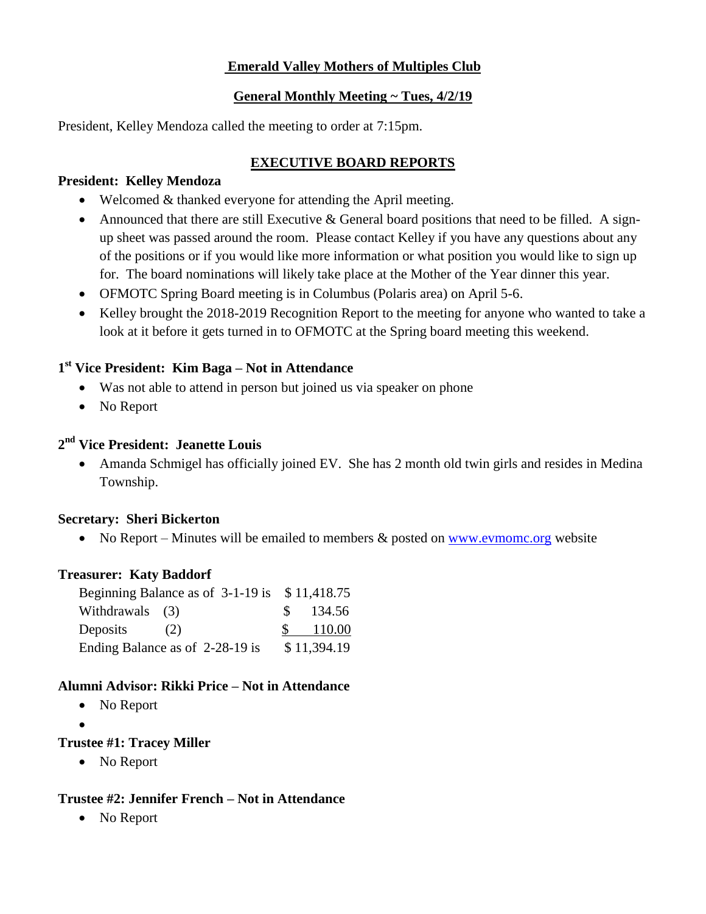## Emerald Valley Mothers of Multiples Club

### General Monthly Meeting ~ Tues, 4/2/19

President, Kelley Mendoza called the meeting to order at 7:15pm.

### EXECUTIVE BOARD REPORTS

**President: Kelley Mendoza**

- Welcomed & thanked everyone for attending the April meeting.
- Announced that there are still Executive & General board positions that need to be filled. A sign-up sheet was passed around the room. Please contact Kelley if you have any questions about any of the positions or if you would like more information or what position you would like to sign up for. The board nominations will likely take place at the Mother of the Year dinner this year.
- OFMOTC Spring Board meeting is in Columbus (Polaris area) on April 5-6.
- Kelley brought the 2018-2019 Recognition Report to the meeting for anyone who wanted to take a look at it before it gets turned in to OFMOTC at the Spring board meeting this weekend.

**1st Vice President: Kim Baga – Not in Attendance**

- Was not able to attend in person but joined us via speaker on phone
- No Report

**2nd Vice President: Jeanette Louis**

- Amanda Schmigel has officially joined EV. She has 2 month old twin girls and resides in Medina Township.

**Secretary: Sheri Bickerton**

- No Report – Minutes will be emailed to members & posted on www.evmomc.org website

**Treasurer: Katy Baddorf**

| | |
|---|---|
| Beginning Balance as of 3-1-19 is | $ 11,418.75 |
| Withdrawals (3) | $ 134.56 |
| Deposits (2) | $ 110.00 |
| Ending Balance as of 2-28-19 is | $ 11,394.19 |

**Alumni Advisor: Rikki Price – Not in Attendance**

- No Report

**Trustee #1: Tracey Miller**

- No Report

**Trustee #2: Jennifer French – Not in Attendance**

- No Report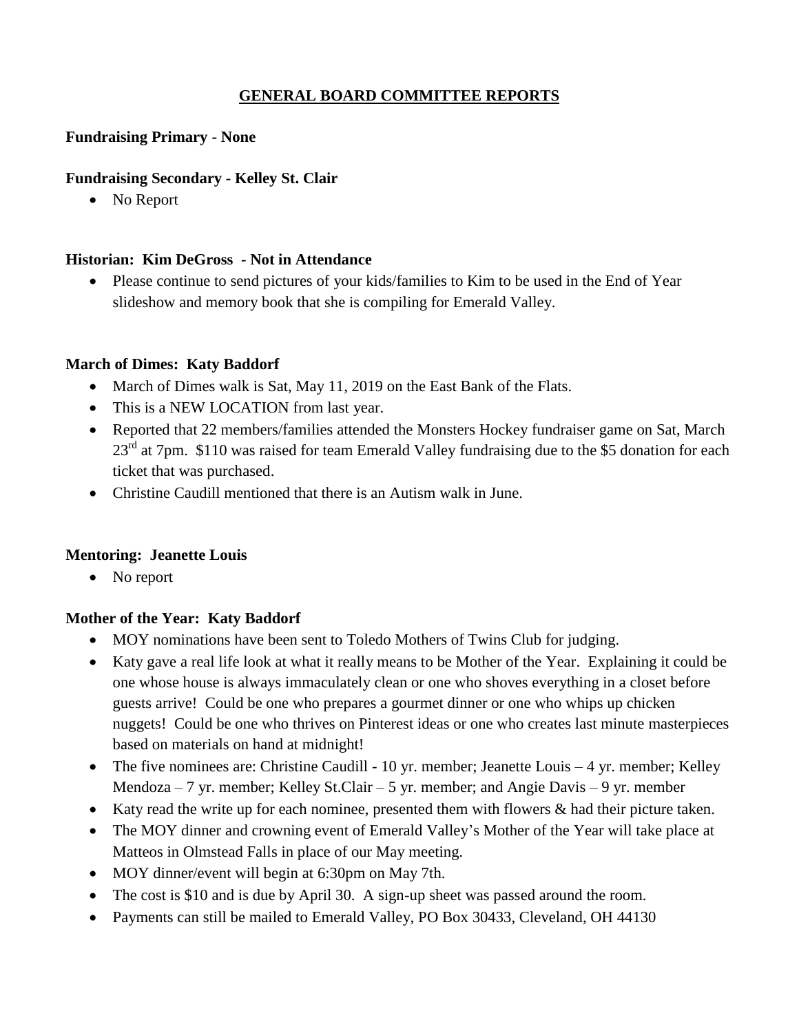## GENERAL BOARD COMMITTEE REPORTS

**Fundraising Primary - None**

**Fundraising Secondary - Kelley St. Clair**

- No Report

**Historian: Kim DeGross - Not in Attendance**

- Please continue to send pictures of your kids/families to Kim to be used in the End of Year slideshow and memory book that she is compiling for Emerald Valley.

**March of Dimes: Katy Baddorf**

- March of Dimes walk is Sat, May 11, 2019 on the East Bank of the Flats.
- This is a NEW LOCATION from last year.
- Reported that 22 members/families attended the Monsters Hockey fundraiser game on Sat, March 23rd at 7pm. $110 was raised for team Emerald Valley fundraising due to the $5 donation for each ticket that was purchased.
- Christine Caudill mentioned that there is an Autism walk in June.

**Mentoring: Jeanette Louis**

- No report

**Mother of the Year: Katy Baddorf**

- MOY nominations have been sent to Toledo Mothers of Twins Club for judging.
- Katy gave a real life look at what it really means to be Mother of the Year. Explaining it could be one whose house is always immaculately clean or one who shoves everything in a closet before guests arrive! Could be one who prepares a gourmet dinner or one who whips up chicken nuggets! Could be one who thrives on Pinterest ideas or one who creates last minute masterpieces based on materials on hand at midnight!
- The five nominees are: Christine Caudill - 10 yr. member; Jeanette Louis – 4 yr. member; Kelley Mendoza – 7 yr. member; Kelley St.Clair – 5 yr. member; and Angie Davis – 9 yr. member
- Katy read the write up for each nominee, presented them with flowers & had their picture taken.
- The MOY dinner and crowning event of Emerald Valley's Mother of the Year will take place at Matteos in Olmstead Falls in place of our May meeting.
- MOY dinner/event will begin at 6:30pm on May 7th.
- The cost is $10 and is due by April 30. A sign-up sheet was passed around the room.
- Payments can still be mailed to Emerald Valley, PO Box 30433, Cleveland, OH 44130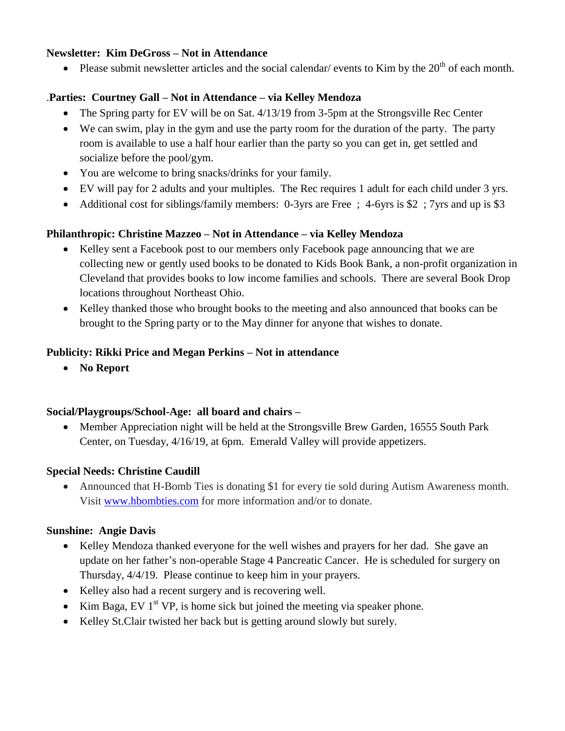**Newsletter: Kim DeGross – Not in Attendance**

- Please submit newsletter articles and the social calendar/ events to Kim by the 20th of each month.

.**Parties: Courtney Gall – Not in Attendance – via Kelley Mendoza**

- The Spring party for EV will be on Sat. 4/13/19 from 3-5pm at the Strongsville Rec Center
- We can swim, play in the gym and use the party room for the duration of the party. The party room is available to use a half hour earlier than the party so you can get in, get settled and socialize before the pool/gym.
- You are welcome to bring snacks/drinks for your family.
- EV will pay for 2 adults and your multiples. The Rec requires 1 adult for each child under 3 yrs.
- Additional cost for siblings/family members: 0-3yrs are Free ; 4-6yrs is $2 ; 7yrs and up is $3

**Philanthropic: Christine Mazzeo – Not in Attendance – via Kelley Mendoza**

- Kelley sent a Facebook post to our members only Facebook page announcing that we are collecting new or gently used books to be donated to Kids Book Bank, a non-profit organization in Cleveland that provides books to low income families and schools. There are several Book Drop locations throughout Northeast Ohio.
- Kelley thanked those who brought books to the meeting and also announced that books can be brought to the Spring party or to the May dinner for anyone that wishes to donate.

**Publicity: Rikki Price and Megan Perkins – Not in attendance**

- **No Report**

**Social/Playgroups/School-Age: all board and chairs –**

- Member Appreciation night will be held at the Strongsville Brew Garden, 16555 South Park Center, on Tuesday, 4/16/19, at 6pm. Emerald Valley will provide appetizers.

**Special Needs: Christine Caudill**

- Announced that H-Bomb Ties is donating $1 for every tie sold during Autism Awareness month. Visit [www.hbombties.com](http://www.hbombties.com) for more information and/or to donate.

**Sunshine: Angie Davis**

- Kelley Mendoza thanked everyone for the well wishes and prayers for her dad. She gave an update on her father's non-operable Stage 4 Pancreatic Cancer. He is scheduled for surgery on Thursday, 4/4/19. Please continue to keep him in your prayers.
- Kelley also had a recent surgery and is recovering well.
- Kim Baga, EV 1st VP, is home sick but joined the meeting via speaker phone.
- Kelley St.Clair twisted her back but is getting around slowly but surely.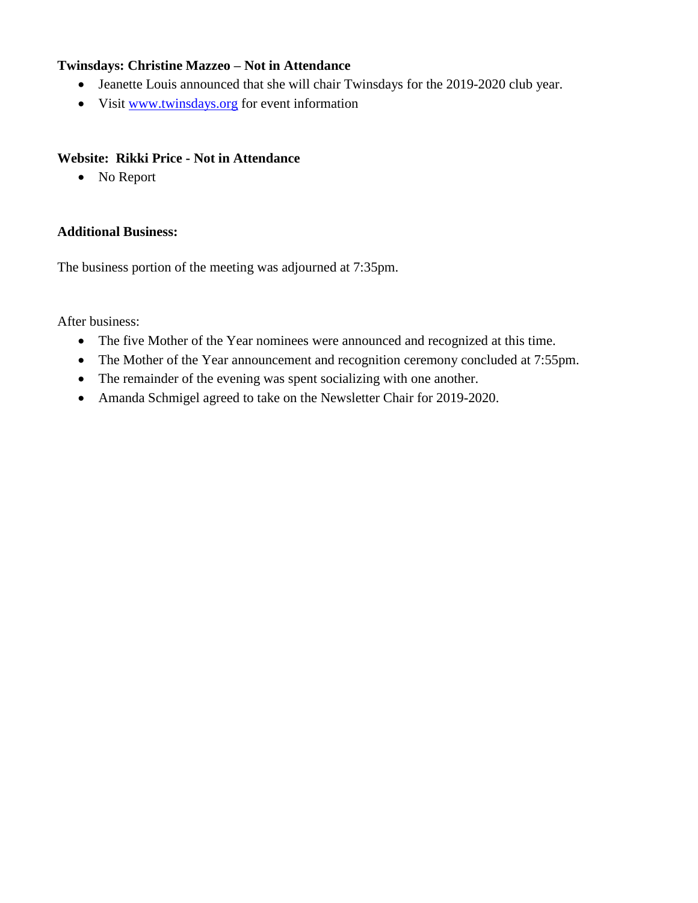**Twinsdays: Christine Mazzeo – Not in Attendance**

- Jeanette Louis announced that she will chair Twinsdays for the 2019-2020 club year.
- Visit [www.twinsdays.org](http://www.twinsdays.org) for event information

**Website: Rikki Price - Not in Attendance**

- No Report

**Additional Business:**

The business portion of the meeting was adjourned at 7:35pm.

After business:

- The five Mother of the Year nominees were announced and recognized at this time.
- The Mother of the Year announcement and recognition ceremony concluded at 7:55pm.
- The remainder of the evening was spent socializing with one another.
- Amanda Schmigel agreed to take on the Newsletter Chair for 2019-2020.